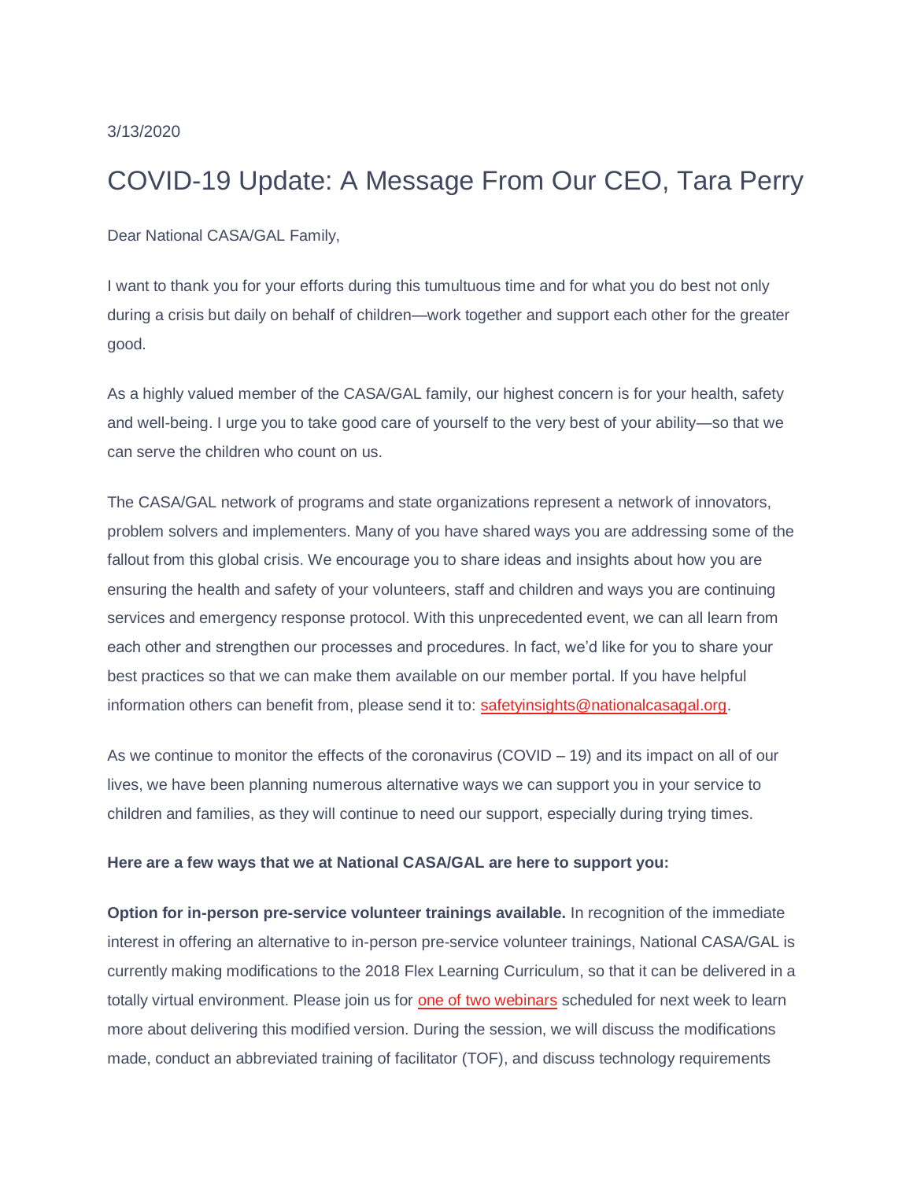3/13/2020

# COVID-19 Update: A Message From Our CEO, Tara Perry

Dear National CASA/GAL Family,

I want to thank you for your efforts during this tumultuous time and for what you do best not only during a crisis but daily on behalf of children—work together and support each other for the greater good.

As a highly valued member of the CASA/GAL family, our highest concern is for your health, safety and well-being. I urge you to take good care of yourself to the very best of your ability—so that we can serve the children who count on us.

The CASA/GAL network of programs and state organizations represent a network of innovators, problem solvers and implementers. Many of you have shared ways you are addressing some of the fallout from this global crisis. We encourage you to share ideas and insights about how you are ensuring the health and safety of your volunteers, staff and children and ways you are continuing services and emergency response protocol. With this unprecedented event, we can all learn from each other and strengthen our processes and procedures. In fact, we'd like for you to share your best practices so that we can make them available on our member portal. If you have helpful information others can benefit from, please send it to: safetyinsights@nationalcasagal.org.

As we continue to monitor the effects of the coronavirus (COVID – 19) and its impact on all of our lives, we have been planning numerous alternative ways we can support you in your service to children and families, as they will continue to need our support, especially during trying times.

**Here are a few ways that we at National CASA/GAL are here to support you:**

**Option for in-person pre-service volunteer trainings available.** In recognition of the immediate interest in offering an alternative to in-person pre-service volunteer trainings, National CASA/GAL is currently making modifications to the 2018 Flex Learning Curriculum, so that it can be delivered in a totally virtual environment. Please join us for one of two webinars scheduled for next week to learn more about delivering this modified version. During the session, we will discuss the modifications made, conduct an abbreviated training of facilitator (TOF), and discuss technology requirements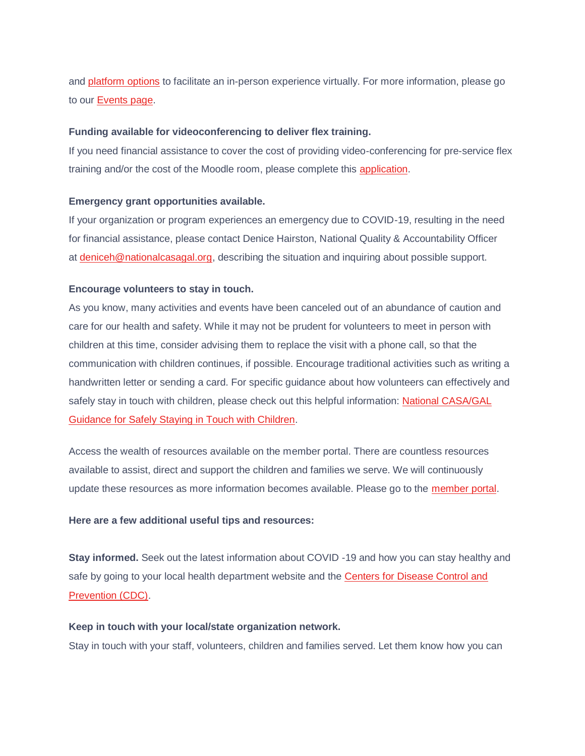and platform options to facilitate an in-person experience virtually. For more information, please go to our Events page.

**Funding available for videoconferencing to deliver flex training.**

If you need financial assistance to cover the cost of providing video-conferencing for pre-service flex training and/or the cost of the Moodle room, please complete this application.

**Emergency grant opportunities available.**

If your organization or program experiences an emergency due to COVID-19, resulting in the need for financial assistance, please contact Denice Hairston, National Quality & Accountability Officer at deniceh@nationalcasagal.org, describing the situation and inquiring about possible support.

**Encourage volunteers to stay in touch.**

As you know, many activities and events have been canceled out of an abundance of caution and care for our health and safety. While it may not be prudent for volunteers to meet in person with children at this time, consider advising them to replace the visit with a phone call, so that the communication with children continues, if possible. Encourage traditional activities such as writing a handwritten letter or sending a card. For specific guidance about how volunteers can effectively and safely stay in touch with children, please check out this helpful information: National CASA/GAL Guidance for Safely Staying in Touch with Children.

Access the wealth of resources available on the member portal. There are countless resources available to assist, direct and support the children and families we serve. We will continuously update these resources as more information becomes available. Please go to the member portal.

**Here are a few additional useful tips and resources:**

**Stay informed.** Seek out the latest information about COVID -19 and how you can stay healthy and safe by going to your local health department website and the Centers for Disease Control and Prevention (CDC).

**Keep in touch with your local/state organization network.**

Stay in touch with your staff, volunteers, children and families served. Let them know how you can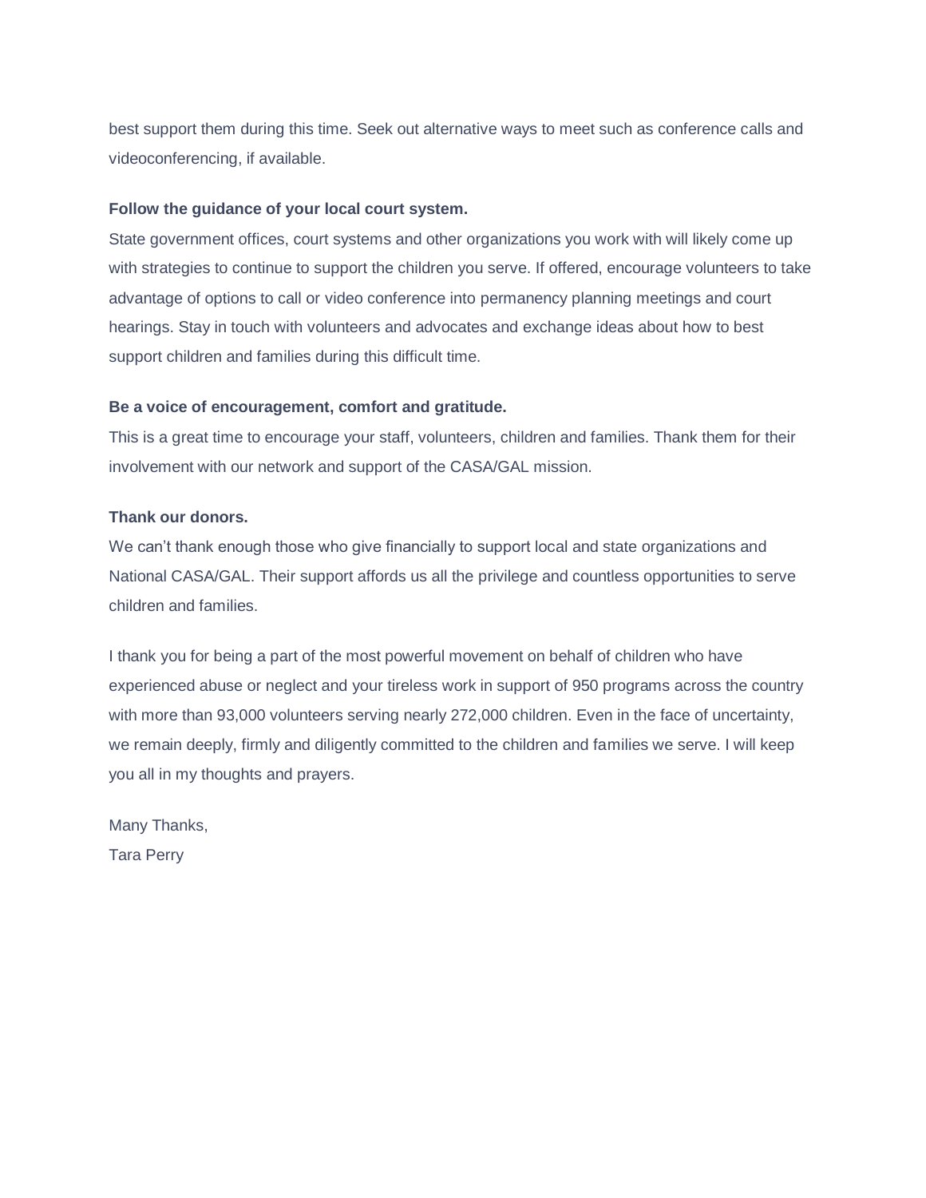best support them during this time. Seek out alternative ways to meet such as conference calls and videoconferencing, if available.

**Follow the guidance of your local court system.**
State government offices, court systems and other organizations you work with will likely come up with strategies to continue to support the children you serve. If offered, encourage volunteers to take advantage of options to call or video conference into permanency planning meetings and court hearings. Stay in touch with volunteers and advocates and exchange ideas about how to best support children and families during this difficult time.

**Be a voice of encouragement, comfort and gratitude.**
This is a great time to encourage your staff, volunteers, children and families. Thank them for their involvement with our network and support of the CASA/GAL mission.

**Thank our donors.**
We can't thank enough those who give financially to support local and state organizations and National CASA/GAL. Their support affords us all the privilege and countless opportunities to serve children and families.

I thank you for being a part of the most powerful movement on behalf of children who have experienced abuse or neglect and your tireless work in support of 950 programs across the country with more than 93,000 volunteers serving nearly 272,000 children. Even in the face of uncertainty, we remain deeply, firmly and diligently committed to the children and families we serve. I will keep you all in my thoughts and prayers.

Many Thanks,
Tara Perry